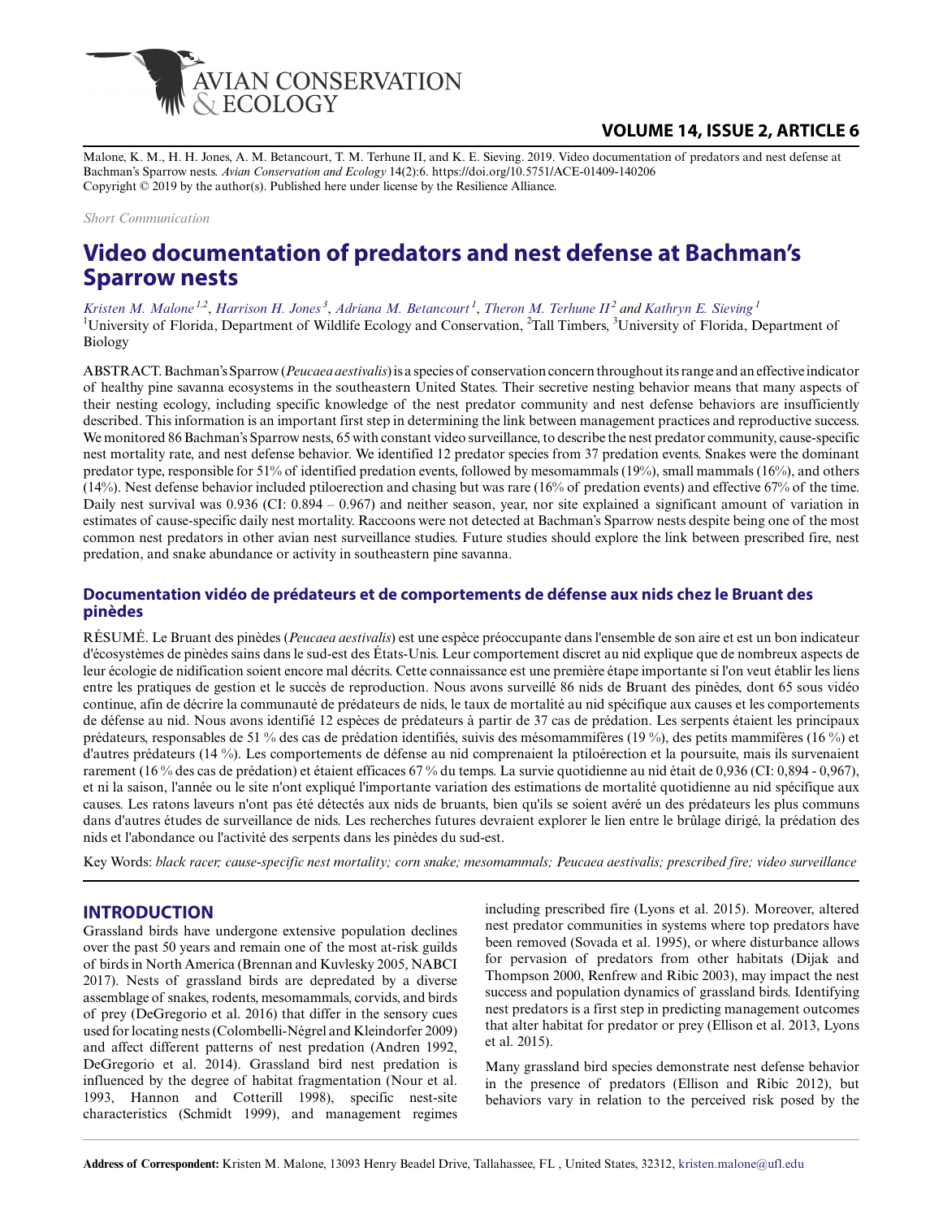Malone, K. M., H. H. Jones, A. M. Betancourt, T. M. Terhune II, and K. E. Sieving. 2019. Video documentation of predators and nest defense at Bachman's Sparrow nests. *Avian Conservation and Ecology* 14(2):6. https://doi.org/10.5751/ACE-01409-140206
Copyright © 2019 by the author(s). Published here under license by the Resilience Alliance.

*Short Communication*

# Video documentation of predators and nest defense at Bachman's Sparrow nests

*Kristen M. Malone* [1,2], *Harrison H. Jones* [3], *Adriana M. Betancourt* [1], *Theron M. Terhune II* [2] and *Kathryn E. Sieving* [1]

[1]University of Florida, Department of Wildlife Ecology and Conservation, [2]Tall Timbers, [3]University of Florida, Department of Biology

ABSTRACT. Bachman's Sparrow (*Peucaea aestivalis*) is a species of conservation concern throughout its range and an effective indicator of healthy pine savanna ecosystems in the southeastern United States. Their secretive nesting behavior means that many aspects of their nesting ecology, including specific knowledge of the nest predator community and nest defense behaviors are insufficiently described. This information is an important first step in determining the link between management practices and reproductive success. We monitored 86 Bachman's Sparrow nests, 65 with constant video surveillance, to describe the nest predator community, cause-specific nest mortality rate, and nest defense behavior. We identified 12 predator species from 37 predation events. Snakes were the dominant predator type, responsible for 51% of identified predation events, followed by mesomammals (19%), small mammals (16%), and others (14%). Nest defense behavior included ptiloerection and chasing but was rare (16% of predation events) and effective 67% of the time. Daily nest survival was 0.936 (CI: 0.894 – 0.967) and neither season, year, nor site explained a significant amount of variation in estimates of cause-specific daily nest mortality. Raccoons were not detected at Bachman's Sparrow nests despite being one of the most common nest predators in other avian nest surveillance studies. Future studies should explore the link between prescribed fire, nest predation, and snake abundance or activity in southeastern pine savanna.

## Documentation vidéo de prédateurs et de comportements de défense aux nids chez le Bruant des pinèdes

RÉSUMÉ. Le Bruant des pinèdes (*Peucaea aestivalis*) est une espèce préoccupante dans l'ensemble de son aire et est un bon indicateur d'écosystèmes de pinèdes sains dans le sud-est des États-Unis. Leur comportement discret au nid explique que de nombreux aspects de leur écologie de nidification soient encore mal décrits. Cette connaissance est une première étape importante si l'on veut établir les liens entre les pratiques de gestion et le succès de reproduction. Nous avons surveillé 86 nids de Bruant des pinèdes, dont 65 sous vidéo continue, afin de décrire la communauté de prédateurs de nids, le taux de mortalité au nid spécifique aux causes et les comportements de défense au nid. Nous avons identifié 12 espèces de prédateurs à partir de 37 cas de prédation. Les serpents étaient les principaux prédateurs, responsables de 51 % des cas de prédation identifiés, suivis des mésomammifères (19 %), des petits mammifères (16 %) et d'autres prédateurs (14 %). Les comportements de défense au nid comprenaient la ptiloérection et la poursuite, mais ils survenaient rarement (16 % des cas de prédation) et étaient efficaces 67 % du temps. La survie quotidienne au nid était de 0,936 (CI: 0,894 - 0,967), et ni la saison, l'année ou le site n'ont expliqué l'importante variation des estimations de mortalité quotidienne au nid spécifique aux causes. Les ratons laveurs n'ont pas été détectés aux nids de bruants, bien qu'ils se soient avéré un des prédateurs les plus communs dans d'autres études de surveillance de nids. Les recherches futures devraient explorer le lien entre le brûlage dirigé, la prédation des nids et l'abondance ou l'activité des serpents dans les pinèdes du sud-est.

Key Words: *black racer; cause-specific nest mortality; corn snake; mesomammals; Peucaea aestivalis; prescribed fire; video surveillance*

## INTRODUCTION

Grassland birds have undergone extensive population declines over the past 50 years and remain one of the most at-risk guilds of birds in North America (Brennan and Kuvlesky 2005, NABCI 2017). Nests of grassland birds are depredated by a diverse assemblage of snakes, rodents, mesomammals, corvids, and birds of prey (DeGregorio et al. 2016) that differ in the sensory cues used for locating nests (Colombelli-Négrel and Kleindorfer 2009) and affect different patterns of nest predation (Andren 1992, DeGregorio et al. 2014). Grassland bird nest predation is influenced by the degree of habitat fragmentation (Nour et al. 1993, Hannon and Cotterill 1998), specific nest-site characteristics (Schmidt 1999), and management regimes including prescribed fire (Lyons et al. 2015). Moreover, altered nest predator communities in systems where top predators have been removed (Sovada et al. 1995), or where disturbance allows for pervasion of predators from other habitats (Dijak and Thompson 2000, Renfrew and Ribic 2003), may impact the nest success and population dynamics of grassland birds. Identifying nest predators is a first step in predicting management outcomes that alter habitat for predator or prey (Ellison et al. 2013, Lyons et al. 2015).

Many grassland bird species demonstrate nest defense behavior in the presence of predators (Ellison and Ribic 2012), but behaviors vary in relation to the perceived risk posed by the

**Address of Correspondent:** Kristen M. Malone, 13093 Henry Beadel Drive, Tallahassee, FL , United States, 32312, kristen.malone@ufl.edu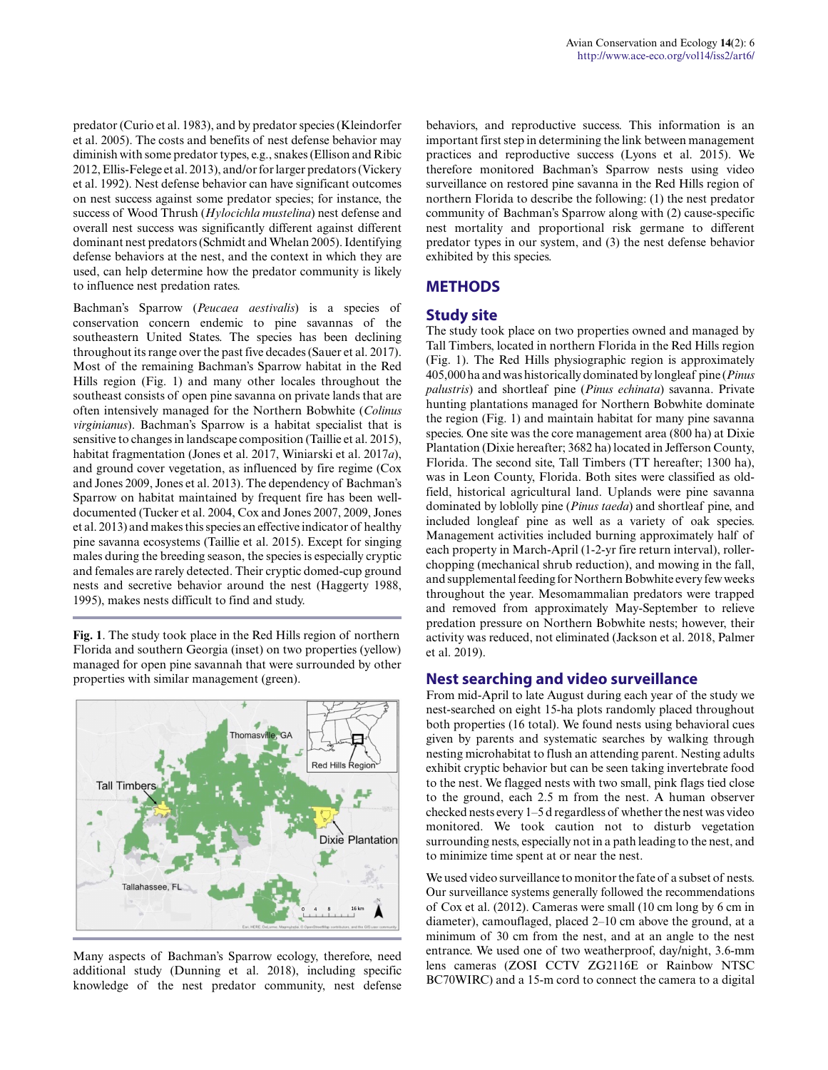predator (Curio et al. 1983), and by predator species (Kleindorfer et al. 2005). The costs and benefits of nest defense behavior may diminish with some predator types, e.g., snakes (Ellison and Ribic 2012, Ellis-Felege et al. 2013), and/or for larger predators (Vickery et al. 1992). Nest defense behavior can have significant outcomes on nest success against some predator species; for instance, the success of Wood Thrush (*Hylocichla mustelina*) nest defense and overall nest success was significantly different against different dominant nest predators (Schmidt and Whelan 2005). Identifying defense behaviors at the nest, and the context in which they are used, can help determine how the predator community is likely to influence nest predation rates.

Bachman's Sparrow (*Peucaea aestivalis*) is a species of conservation concern endemic to pine savannas of the southeastern United States. The species has been declining throughout its range over the past five decades (Sauer et al. 2017). Most of the remaining Bachman's Sparrow habitat in the Red Hills region (Fig. 1) and many other locales throughout the southeast consists of open pine savanna on private lands that are often intensively managed for the Northern Bobwhite (*Colinus virginianus*). Bachman's Sparrow is a habitat specialist that is sensitive to changes in landscape composition (Taillie et al. 2015), habitat fragmentation (Jones et al. 2017, Winiarski et al. 2017*a*), and ground cover vegetation, as influenced by fire regime (Cox and Jones 2009, Jones et al. 2013). The dependency of Bachman's Sparrow on habitat maintained by frequent fire has been well-documented (Tucker et al. 2004, Cox and Jones 2007, 2009, Jones et al. 2013) and makes this species an effective indicator of healthy pine savanna ecosystems (Taillie et al. 2015). Except for singing males during the breeding season, the species is especially cryptic and females are rarely detected. Their cryptic domed-cup ground nests and secretive behavior around the nest (Haggerty 1988, 1995), makes nests difficult to find and study.

**Fig. 1**. The study took place in the Red Hills region of northern Florida and southern Georgia (inset) on two properties (yellow) managed for open pine savannah that were surrounded by other properties with similar management (green).

Many aspects of Bachman's Sparrow ecology, therefore, need additional study (Dunning et al. 2018), including specific knowledge of the nest predator community, nest defense behaviors, and reproductive success. This information is an important first step in determining the link between management practices and reproductive success (Lyons et al. 2015). We therefore monitored Bachman's Sparrow nests using video surveillance on restored pine savanna in the Red Hills region of northern Florida to describe the following: (1) the nest predator community of Bachman's Sparrow along with (2) cause-specific nest mortality and proportional risk germane to different predator types in our system, and (3) the nest defense behavior exhibited by this species.

## METHODS

### Study site

The study took place on two properties owned and managed by Tall Timbers, located in northern Florida in the Red Hills region (Fig. 1). The Red Hills physiographic region is approximately 405,000 ha and was historically dominated by longleaf pine (*Pinus palustris*) and shortleaf pine (*Pinus echinata*) savanna. Private hunting plantations managed for Northern Bobwhite dominate the region (Fig. 1) and maintain habitat for many pine savanna species. One site was the core management area (800 ha) at Dixie Plantation (Dixie hereafter; 3682 ha) located in Jefferson County, Florida. The second site, Tall Timbers (TT hereafter; 1300 ha), was in Leon County, Florida. Both sites were classified as old-field, historical agricultural land. Uplands were pine savanna dominated by loblolly pine (*Pinus taeda*) and shortleaf pine, and included longleaf pine as well as a variety of oak species. Management activities included burning approximately half of each property in March-April (1-2-yr fire return interval), roller-chopping (mechanical shrub reduction), and mowing in the fall, and supplemental feeding for Northern Bobwhite every few weeks throughout the year. Mesomammalian predators were trapped and removed from approximately May-September to relieve predation pressure on Northern Bobwhite nests; however, their activity was reduced, not eliminated (Jackson et al. 2018, Palmer et al. 2019).

### Nest searching and video surveillance

From mid-April to late August during each year of the study we nest-searched on eight 15-ha plots randomly placed throughout both properties (16 total). We found nests using behavioral cues given by parents and systematic searches by walking through nesting microhabitat to flush an attending parent. Nesting adults exhibit cryptic behavior but can be seen taking invertebrate food to the nest. We flagged nests with two small, pink flags tied close to the ground, each 2.5 m from the nest. A human observer checked nests every 1–5 d regardless of whether the nest was video monitored. We took caution not to disturb vegetation surrounding nests, especially not in a path leading to the nest, and to minimize time spent at or near the nest.

We used video surveillance to monitor the fate of a subset of nests. Our surveillance systems generally followed the recommendations of Cox et al. (2012). Cameras were small (10 cm long by 6 cm in diameter), camouflaged, placed 2–10 cm above the ground, at a minimum of 30 cm from the nest, and at an angle to the nest entrance. We used one of two weatherproof, day/night, 3.6-mm lens cameras (ZOSI CCTV ZG2116E or Rainbow NTSC BC70WIRC) and a 15-m cord to connect the camera to a digital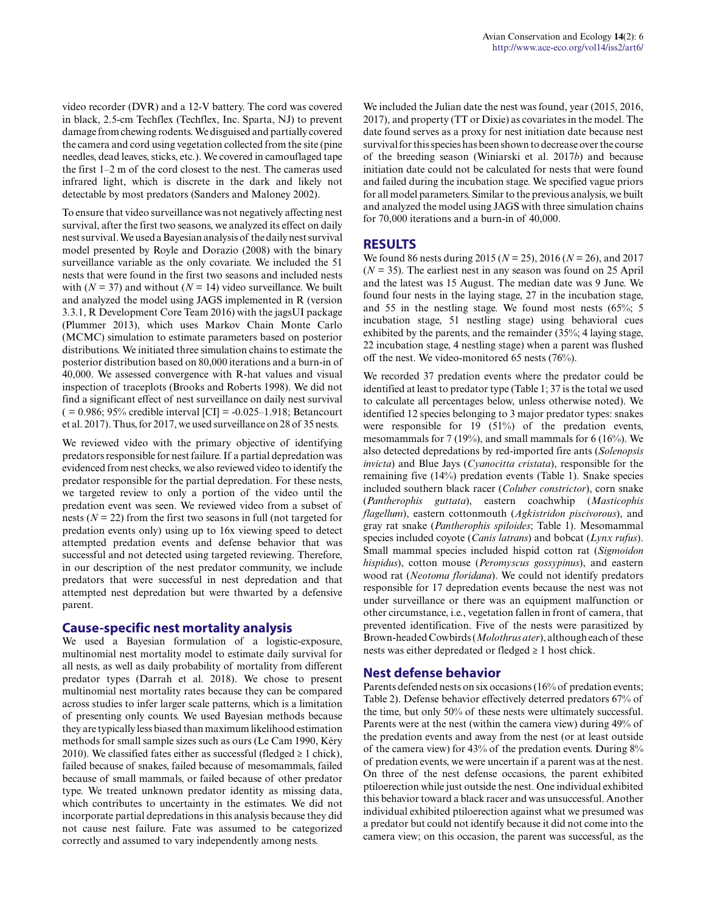video recorder (DVR) and a 12-V battery. The cord was covered in black, 2.5-cm Techflex (Techflex, Inc. Sparta, NJ) to prevent damage from chewing rodents. We disguised and partially covered the camera and cord using vegetation collected from the site (pine needles, dead leaves, sticks, etc.). We covered in camouflaged tape the first 1–2 m of the cord closest to the nest. The cameras used infrared light, which is discrete in the dark and likely not detectable by most predators (Sanders and Maloney 2002).

To ensure that video surveillance was not negatively affecting nest survival, after the first two seasons, we analyzed its effect on daily nest survival. We used a Bayesian analysis of the daily nest survival model presented by Royle and Dorazio (2008) with the binary surveillance variable as the only covariate. We included the 51 nests that were found in the first two seasons and included nests with ($N$ = 37) and without ($N$ = 14) video surveillance. We built and analyzed the model using JAGS implemented in R (version 3.3.1, R Development Core Team 2016) with the jagsUI package (Plummer 2013), which uses Markov Chain Monte Carlo (MCMC) simulation to estimate parameters based on posterior distributions. We initiated three simulation chains to estimate the posterior distribution based on 80,000 iterations and a burn-in of 40,000. We assessed convergence with R-hat values and visual inspection of traceplots (Brooks and Roberts 1998). We did not find a significant effect of nest surveillance on daily nest survival ( = 0.986; 95% credible interval [CI] = -0.025–1.918; Betancourt et al. 2017). Thus, for 2017, we used surveillance on 28 of 35 nests.

We reviewed video with the primary objective of identifying predators responsible for nest failure. If a partial depredation was evidenced from nest checks, we also reviewed video to identify the predator responsible for the partial depredation. For these nests, we targeted review to only a portion of the video until the predation event was seen. We reviewed video from a subset of nests ($N$ = 22) from the first two seasons in full (not targeted for predation events only) using up to 16x viewing speed to detect attempted predation events and defense behavior that was successful and not detected using targeted reviewing. Therefore, in our description of the nest predator community, we include predators that were successful in nest depredation and that attempted nest depredation but were thwarted by a defensive parent.

## Cause-specific nest mortality analysis

We used a Bayesian formulation of a logistic-exposure, multinomial nest mortality model to estimate daily survival for all nests, as well as daily probability of mortality from different predator types (Darrah et al. 2018). We chose to present multinomial nest mortality rates because they can be compared across studies to infer larger scale patterns, which is a limitation of presenting only counts. We used Bayesian methods because they are typically less biased than maximum likelihood estimation methods for small sample sizes such as ours (Le Cam 1990, Kéry 2010). We classified fates either as successful (fledged ≥ 1 chick), failed because of snakes, failed because of mesomammals, failed because of small mammals, or failed because of other predator type. We treated unknown predator identity as missing data, which contributes to uncertainty in the estimates. We did not incorporate partial depredations in this analysis because they did not cause nest failure. Fate was assumed to be categorized correctly and assumed to vary independently among nests.

We included the Julian date the nest was found, year (2015, 2016, 2017), and property (TT or Dixie) as covariates in the model. The date found serves as a proxy for nest initiation date because nest survival for this species has been shown to decrease over the course of the breeding season (Winiarski et al. 2017*b*) and because initiation date could not be calculated for nests that were found and failed during the incubation stage. We specified vague priors for all model parameters. Similar to the previous analysis, we built and analyzed the model using JAGS with three simulation chains for 70,000 iterations and a burn-in of 40,000.

## RESULTS

We found 86 nests during 2015 ($N$ = 25), 2016 ($N$ = 26), and 2017 ($N$ = 35). The earliest nest in any season was found on 25 April and the latest was 15 August. The median date was 9 June. We found four nests in the laying stage, 27 in the incubation stage, and 55 in the nestling stage. We found most nests (65%; 5 incubation stage, 51 nestling stage) using behavioral cues exhibited by the parents, and the remainder (35%; 4 laying stage, 22 incubation stage, 4 nestling stage) when a parent was flushed off the nest. We video-monitored 65 nests (76%).

We recorded 37 predation events where the predator could be identified at least to predator type (Table 1; 37 is the total we used to calculate all percentages below, unless otherwise noted). We identified 12 species belonging to 3 major predator types: snakes were responsible for 19 (51%) of the predation events, mesomammals for 7 (19%), and small mammals for 6 (16%). We also detected depredations by red-imported fire ants (*Solenopsis invicta*) and Blue Jays (*Cyanocitta cristata*), responsible for the remaining five (14%) predation events (Table 1). Snake species included southern black racer (*Coluber constrictor*), corn snake (*Pantherophis guttata*), eastern coachwhip (*Masticophis flagellum*), eastern cottonmouth (*Agkistridon piscivorous*), and gray rat snake (*Pantherophis spiloides*; Table 1). Mesomammal species included coyote (*Canis latrans*) and bobcat (*Lynx rufus*). Small mammal species included hispid cotton rat (*Sigmoidon hispidus*), cotton mouse (*Peromyscus gossypinus*), and eastern wood rat (*Neotoma floridana*). We could not identify predators responsible for 17 depredation events because the nest was not under surveillance or there was an equipment malfunction or other circumstance, i.e., vegetation fallen in front of camera, that prevented identification. Five of the nests were parasitized by Brown-headed Cowbirds (*Molothrus ater*), although each of these nests was either depredated or fledged ≥ 1 host chick.

## Nest defense behavior

Parents defended nests on six occasions (16% of predation events; Table 2). Defense behavior effectively deterred predators 67% of the time, but only 50% of these nests were ultimately successful. Parents were at the nest (within the camera view) during 49% of the predation events and away from the nest (or at least outside of the camera view) for 43% of the predation events. During 8% of predation events, we were uncertain if a parent was at the nest. On three of the nest defense occasions, the parent exhibited ptiloerection while just outside the nest. One individual exhibited this behavior toward a black racer and was unsuccessful. Another individual exhibited ptiloerection against what we presumed was a predator but could not identify because it did not come into the camera view; on this occasion, the parent was successful, as the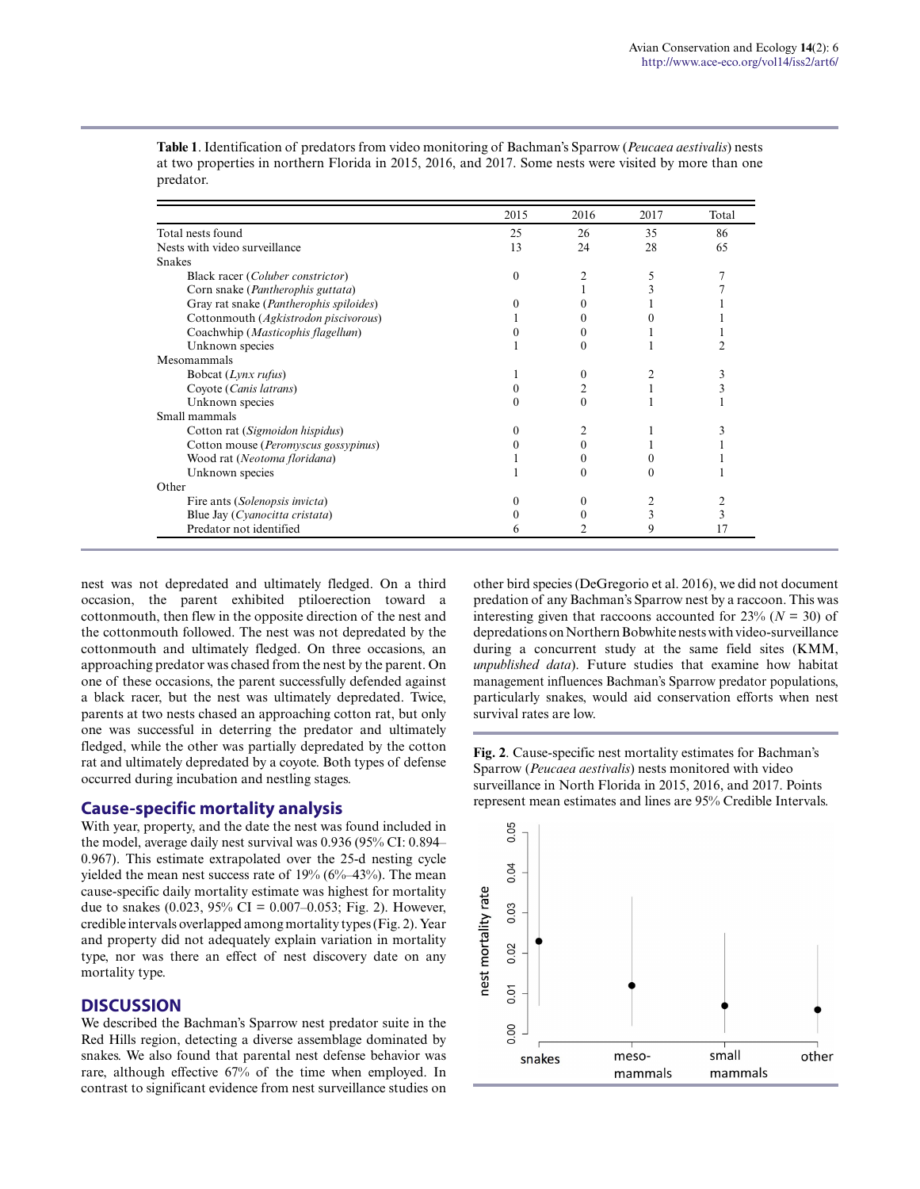**Table 1**. Identification of predators from video monitoring of Bachman's Sparrow (*Peucaea aestivalis*) nests at two properties in northern Florida in 2015, 2016, and 2017. Some nests were visited by more than one predator.

| | 2015 | 2016 | 2017 | Total |
|---|---|---|---|---|
| Total nests found | 25 | 26 | 35 | 86 |
| Nests with video surveillance | 13 | 24 | 28 | 65 |
| Snakes | | | | |
| Black racer (*Coluber constrictor*) | 0 | 2 | 5 | 7 |
| Corn snake (*Pantherophis guttata*) | | 1 | 3 | 7 |
| Gray rat snake (*Pantherophis spiloides*) | 0 | 0 | 1 | 1 |
| Cottonmouth (*Agkistrodon piscivorous*) | 1 | 0 | 0 | 1 |
| Coachwhip (*Masticophis flagellum*) | 0 | 0 | 1 | 1 |
| Unknown species | 1 | 0 | 1 | 2 |
| Mesomammals | | | | |
| Bobcat (*Lynx rufus*) | 1 | 0 | 2 | 3 |
| Coyote (*Canis latrans*) | 0 | 2 | 1 | 3 |
| Unknown species | 0 | 0 | 1 | 1 |
| Small mammals | | | | |
| Cotton rat (*Sigmoidon hispidus*) | 0 | 2 | 1 | 3 |
| Cotton mouse (*Peromyscus gossypinus*) | 0 | 0 | 1 | 1 |
| Wood rat (*Neotoma floridana*) | 1 | 0 | 0 | 1 |
| Unknown species | 1 | 0 | 0 | 1 |
| Other | | | | |
| Fire ants (*Solenopsis invicta*) | 0 | 0 | 2 | 2 |
| Blue Jay (*Cyanocitta cristata*) | 0 | 0 | 3 | 3 |
| Predator not identified | 6 | 2 | 9 | 17 |

nest was not depredated and ultimately fledged. On a third occasion, the parent exhibited ptiloerection toward a cottonmouth, then flew in the opposite direction of the nest and the cottonmouth followed. The nest was not depredated by the cottonmouth and ultimately fledged. On three occasions, an approaching predator was chased from the nest by the parent. On one of these occasions, the parent successfully defended against a black racer, but the nest was ultimately depredated. Twice, parents at two nests chased an approaching cotton rat, but only one was successful in deterring the predator and ultimately fledged, while the other was partially depredated by the cotton rat and ultimately depredated by a coyote. Both types of defense occurred during incubation and nestling stages.

## Cause-specific mortality analysis

With year, property, and the date the nest was found included in the model, average daily nest survival was 0.936 (95% CI: 0.894–0.967). This estimate extrapolated over the 25-d nesting cycle yielded the mean nest success rate of 19% (6%–43%). The mean cause-specific daily mortality estimate was highest for mortality due to snakes (0.023, 95% CI = 0.007–0.053; Fig. 2). However, credible intervals overlapped among mortality types (Fig. 2). Year and property did not adequately explain variation in mortality type, nor was there an effect of nest discovery date on any mortality type.

## DISCUSSION

We described the Bachman's Sparrow nest predator suite in the Red Hills region, detecting a diverse assemblage dominated by snakes. We also found that parental nest defense behavior was rare, although effective 67% of the time when employed. In contrast to significant evidence from nest surveillance studies on other bird species (DeGregorio et al. 2016), we did not document predation of any Bachman's Sparrow nest by a raccoon. This was interesting given that raccoons accounted for 23% ($N = 30$) of depredations on Northern Bobwhite nests with video-surveillance during a concurrent study at the same field sites (KMM, *unpublished data*). Future studies that examine how habitat management influences Bachman's Sparrow predator populations, particularly snakes, would aid conservation efforts when nest survival rates are low.

**Fig. 2**. Cause-specific nest mortality estimates for Bachman's Sparrow (*Peucaea aestivalis*) nests monitored with video surveillance in North Florida in 2015, 2016, and 2017. Points represent mean estimates and lines are 95% Credible Intervals.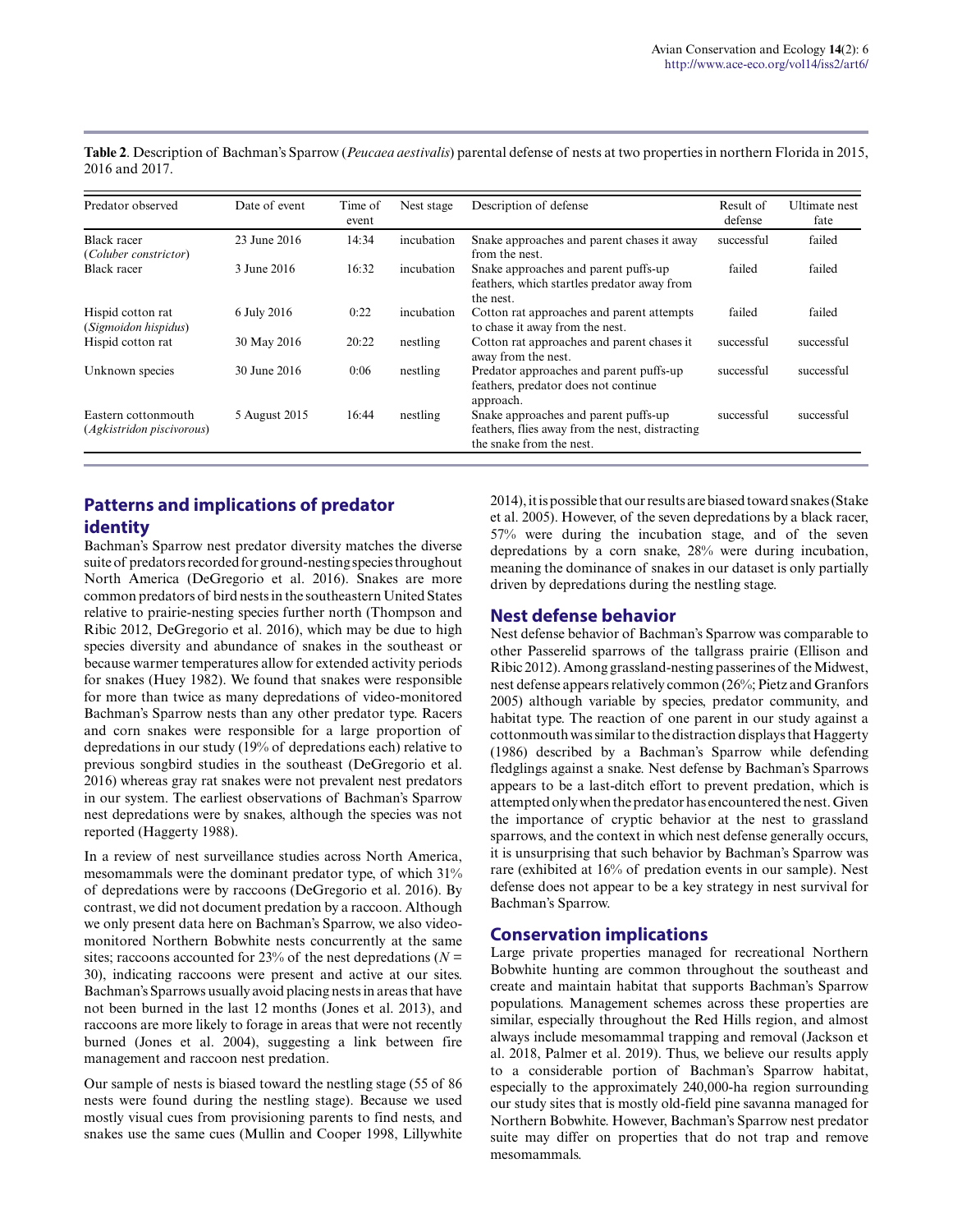**Table 2**. Description of Bachman's Sparrow (*Peucaea aestivalis*) parental defense of nests at two properties in northern Florida in 2015, 2016 and 2017.

| Predator observed | Date of event | Time of event | Nest stage | Description of defense | Result of defense | Ultimate nest fate |
|---|---|---|---|---|---|---|
| Black racer (*Coluber constrictor*) | 23 June 2016 | 14:34 | incubation | Snake approaches and parent chases it away from the nest. | successful | failed |
| Black racer | 3 June 2016 | 16:32 | incubation | Snake approaches and parent puffs-up feathers, which startles predator away from the nest. | failed | failed |
| Hispid cotton rat (*Sigmoidon hispidus*) | 6 July 2016 | 0:22 | incubation | Cotton rat approaches and parent attempts to chase it away from the nest. | failed | failed |
| Hispid cotton rat | 30 May 2016 | 20:22 | nestling | Cotton rat approaches and parent chases it away from the nest. | successful | successful |
| Unknown species | 30 June 2016 | 0:06 | nestling | Predator approaches and parent puffs-up feathers, predator does not continue approach. | successful | successful |
| Eastern cottonmouth (*Agkistridon piscivorous*) | 5 August 2015 | 16:44 | nestling | Snake approaches and parent puffs-up feathers, flies away from the nest, distracting the snake from the nest. | successful | successful |

## Patterns and implications of predator identity

Bachman's Sparrow nest predator diversity matches the diverse suite of predators recorded for ground-nesting species throughout North America (DeGregorio et al. 2016). Snakes are more common predators of bird nests in the southeastern United States relative to prairie-nesting species further north (Thompson and Ribic 2012, DeGregorio et al. 2016), which may be due to high species diversity and abundance of snakes in the southeast or because warmer temperatures allow for extended activity periods for snakes (Huey 1982). We found that snakes were responsible for more than twice as many depredations of video-monitored Bachman's Sparrow nests than any other predator type. Racers and corn snakes were responsible for a large proportion of depredations in our study (19% of depredations each) relative to previous songbird studies in the southeast (DeGregorio et al. 2016) whereas gray rat snakes were not prevalent nest predators in our system. The earliest observations of Bachman's Sparrow nest depredations were by snakes, although the species was not reported (Haggerty 1988).

In a review of nest surveillance studies across North America, mesomammals were the dominant predator type, of which 31% of depredations were by raccoons (DeGregorio et al. 2016). By contrast, we did not document predation by a raccoon. Although we only present data here on Bachman's Sparrow, we also video-monitored Northern Bobwhite nests concurrently at the same sites; raccoons accounted for 23% of the nest depredations ($N$ = 30), indicating raccoons were present and active at our sites. Bachman's Sparrows usually avoid placing nests in areas that have not been burned in the last 12 months (Jones et al. 2013), and raccoons are more likely to forage in areas that were not recently burned (Jones et al. 2004), suggesting a link between fire management and raccoon nest predation.

Our sample of nests is biased toward the nestling stage (55 of 86 nests were found during the nestling stage). Because we used mostly visual cues from provisioning parents to find nests, and snakes use the same cues (Mullin and Cooper 1998, Lillywhite 2014), it is possible that our results are biased toward snakes (Stake et al. 2005). However, of the seven depredations by a black racer, 57% were during the incubation stage, and of the seven depredations by a corn snake, 28% were during incubation, meaning the dominance of snakes in our dataset is only partially driven by depredations during the nestling stage.

## Nest defense behavior

Nest defense behavior of Bachman's Sparrow was comparable to other Passerelid sparrows of the tallgrass prairie (Ellison and Ribic 2012). Among grassland-nesting passerines of the Midwest, nest defense appears relatively common (26%; Pietz and Granfors 2005) although variable by species, predator community, and habitat type. The reaction of one parent in our study against a cottonmouth was similar to the distraction displays that Haggerty (1986) described by a Bachman's Sparrow while defending fledglings against a snake. Nest defense by Bachman's Sparrows appears to be a last-ditch effort to prevent predation, which is attempted only when the predator has encountered the nest. Given the importance of cryptic behavior at the nest to grassland sparrows, and the context in which nest defense generally occurs, it is unsurprising that such behavior by Bachman's Sparrow was rare (exhibited at 16% of predation events in our sample). Nest defense does not appear to be a key strategy in nest survival for Bachman's Sparrow.

## Conservation implications

Large private properties managed for recreational Northern Bobwhite hunting are common throughout the southeast and create and maintain habitat that supports Bachman's Sparrow populations. Management schemes across these properties are similar, especially throughout the Red Hills region, and almost always include mesomammal trapping and removal (Jackson et al. 2018, Palmer et al. 2019). Thus, we believe our results apply to a considerable portion of Bachman's Sparrow habitat, especially to the approximately 240,000-ha region surrounding our study sites that is mostly old-field pine savanna managed for Northern Bobwhite. However, Bachman's Sparrow nest predator suite may differ on properties that do not trap and remove mesomammals.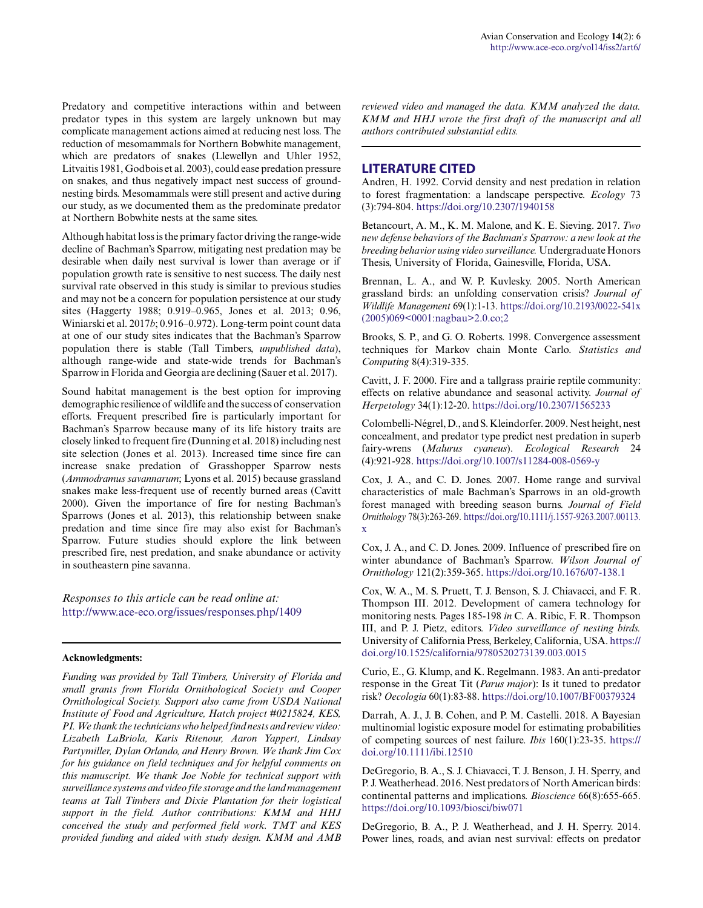Predatory and competitive interactions within and between predator types in this system are largely unknown but may complicate management actions aimed at reducing nest loss. The reduction of mesomammals for Northern Bobwhite management, which are predators of snakes (Llewellyn and Uhler 1952, Litvaitis 1981, Godbois et al. 2003), could ease predation pressure on snakes, and thus negatively impact nest success of ground-nesting birds. Mesomammals were still present and active during our study, as we documented them as the predominate predator at Northern Bobwhite nests at the same sites.

Although habitat loss is the primary factor driving the range-wide decline of Bachman's Sparrow, mitigating nest predation may be desirable when daily nest survival is lower than average or if population growth rate is sensitive to nest success. The daily nest survival rate observed in this study is similar to previous studies and may not be a concern for population persistence at our study sites (Haggerty 1988; 0.919–0.965, Jones et al. 2013; 0.96, Winiarski et al. 2017*b*; 0.916–0.972). Long-term point count data at one of our study sites indicates that the Bachman's Sparrow population there is stable (Tall Timbers, *unpublished data*), although range-wide and state-wide trends for Bachman's Sparrow in Florida and Georgia are declining (Sauer et al. 2017).

Sound habitat management is the best option for improving demographic resilience of wildlife and the success of conservation efforts. Frequent prescribed fire is particularly important for Bachman's Sparrow because many of its life history traits are closely linked to frequent fire (Dunning et al. 2018) including nest site selection (Jones et al. 2013). Increased time since fire can increase snake predation of Grasshopper Sparrow nests (*Ammodramus savannarum*; Lyons et al. 2015) because grassland snakes make less-frequent use of recently burned areas (Cavitt 2000). Given the importance of fire for nesting Bachman's Sparrows (Jones et al. 2013), this relationship between snake predation and time since fire may also exist for Bachman's Sparrow. Future studies should explore the link between prescribed fire, nest predation, and snake abundance or activity in southeastern pine savanna.

*Responses to this article can be read online at:*
http://www.ace-eco.org/issues/responses.php/1409

**Acknowledgments:**

*Funding was provided by Tall Timbers, University of Florida and small grants from Florida Ornithological Society and Cooper Ornithological Society. Support also came from USDA National Institute of Food and Agriculture, Hatch project #0215824, KES, PI. We thank the technicians who helped find nests and review video: Lizabeth LaBriola, Karis Ritenour, Aaron Yappert, Lindsay Partymiller, Dylan Orlando, and Henry Brown. We thank Jim Cox for his guidance on field techniques and for helpful comments on this manuscript. We thank Joe Noble for technical support with surveillance systems and video file storage and the land management teams at Tall Timbers and Dixie Plantation for their logistical support in the field. Author contributions: KMM and HHJ conceived the study and performed field work. TMT and KES provided funding and aided with study design. KMM and AMB reviewed video and managed the data. KMM analyzed the data. KMM and HHJ wrote the first draft of the manuscript and all authors contributed substantial edits.*

## LITERATURE CITED

Andren, H. 1992. Corvid density and nest predation in relation to forest fragmentation: a landscape perspective. *Ecology* 73 (3):794-804. https://doi.org/10.2307/1940158

Betancourt, A. M., K. M. Malone, and K. E. Sieving. 2017. *Two new defense behaviors of the Bachman's Sparrow: a new look at the breeding behavior using video surveillance.* Undergraduate Honors Thesis, University of Florida, Gainesville, Florida, USA.

Brennan, L. A., and W. P. Kuvlesky. 2005. North American grassland birds: an unfolding conservation crisis? *Journal of Wildlife Management* 69(1):1-13. https://doi.org/10.2193/0022-541x(2005)069<0001:nagbau>2.0.co;2

Brooks, S. P., and G. O. Roberts. 1998. Convergence assessment techniques for Markov chain Monte Carlo. *Statistics and Computing* 8(4):319-335.

Cavitt, J. F. 2000. Fire and a tallgrass prairie reptile community: effects on relative abundance and seasonal activity. *Journal of Herpetology* 34(1):12-20. https://doi.org/10.2307/1565233

Colombelli-Négrel, D., and S. Kleindorfer. 2009. Nest height, nest concealment, and predator type predict nest predation in superb fairy-wrens (*Malurus cyaneus*). *Ecological Research* 24 (4):921-928. https://doi.org/10.1007/s11284-008-0569-y

Cox, J. A., and C. D. Jones. 2007. Home range and survival characteristics of male Bachman's Sparrows in an old-growth forest managed with breeding season burns. *Journal of Field Ornithology* 78(3):263-269. https://doi.org/10.1111/j.1557-9263.2007.00113.x

Cox, J. A., and C. D. Jones. 2009. Influence of prescribed fire on winter abundance of Bachman's Sparrow. *Wilson Journal of Ornithology* 121(2):359-365. https://doi.org/10.1676/07-138.1

Cox, W. A., M. S. Pruett, T. J. Benson, S. J. Chiavacci, and F. R. Thompson III. 2012. Development of camera technology for monitoring nests. Pages 185-198 *in* C. A. Ribic, F. R. Thompson III, and P. J. Pietz, editors. *Video surveillance of nesting birds.* University of California Press, Berkeley, California, USA. https://doi.org/10.1525/california/9780520273139.003.0015

Curio, E., G. Klump, and K. Regelmann. 1983. An anti-predator response in the Great Tit (*Parus major*): Is it tuned to predator risk? *Oecologia* 60(1):83-88. https://doi.org/10.1007/BF00379324

Darrah, A. J., J. B. Cohen, and P. M. Castelli. 2018. A Bayesian multinomial logistic exposure model for estimating probabilities of competing sources of nest failure. *Ibis* 160(1):23-35. https://doi.org/10.1111/ibi.12510

DeGregorio, B. A., S. J. Chiavacci, T. J. Benson, J. H. Sperry, and P. J. Weatherhead. 2016. Nest predators of North American birds: continental patterns and implications. *Bioscience* 66(8):655-665. https://doi.org/10.1093/biosci/biw071

DeGregorio, B. A., P. J. Weatherhead, and J. H. Sperry. 2014. Power lines, roads, and avian nest survival: effects on predator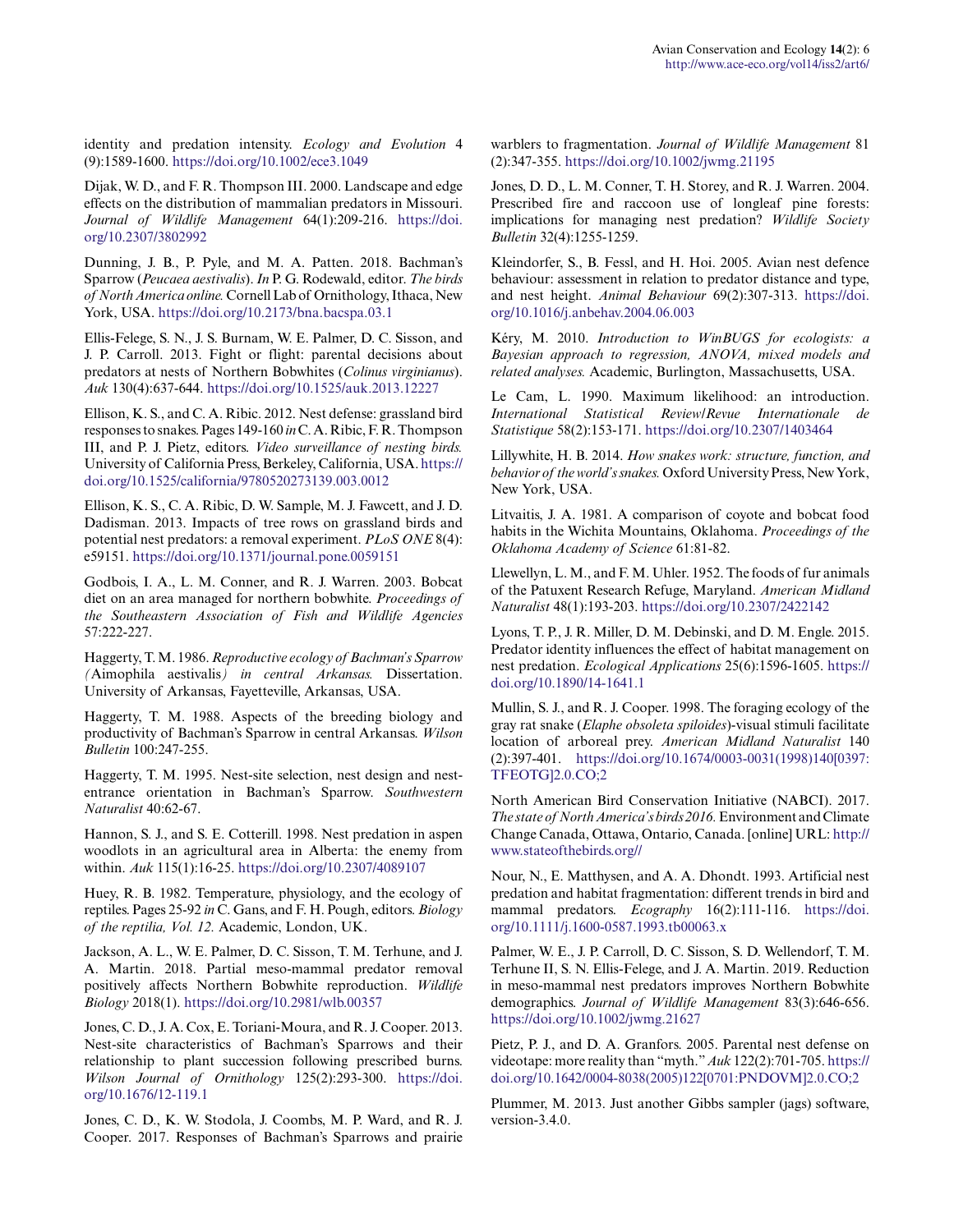identity and predation intensity. *Ecology and Evolution* 4 (9):1589-1600. https://doi.org/10.1002/ece3.1049

Dijak, W. D., and F. R. Thompson III. 2000. Landscape and edge effects on the distribution of mammalian predators in Missouri. *Journal of Wildlife Management* 64(1):209-216. https://doi.org/10.2307/3802992

Dunning, J. B., P. Pyle, and M. A. Patten. 2018. Bachman's Sparrow (*Peucaea aestivalis*). *In* P. G. Rodewald, editor. *The birds of North America online.* Cornell Lab of Ornithology, Ithaca, New York, USA. https://doi.org/10.2173/bna.bacspa.03.1

Ellis-Felege, S. N., J. S. Burnam, W. E. Palmer, D. C. Sisson, and J. P. Carroll. 2013. Fight or flight: parental decisions about predators at nests of Northern Bobwhites (*Colinus virginianus*). *Auk* 130(4):637-644. https://doi.org/10.1525/auk.2013.12227

Ellison, K. S., and C. A. Ribic. 2012. Nest defense: grassland bird responses to snakes. Pages 149-160 *in* C. A. Ribic, F. R. Thompson III, and P. J. Pietz, editors. *Video surveillance of nesting birds.* University of California Press, Berkeley, California, USA. https://doi.org/10.1525/california/9780520273139.003.0012

Ellison, K. S., C. A. Ribic, D. W. Sample, M. J. Fawcett, and J. D. Dadisman. 2013. Impacts of tree rows on grassland birds and potential nest predators: a removal experiment. *PLoS ONE* 8(4): e59151. https://doi.org/10.1371/journal.pone.0059151

Godbois, I. A., L. M. Conner, and R. J. Warren. 2003. Bobcat diet on an area managed for northern bobwhite. *Proceedings of the Southeastern Association of Fish and Wildlife Agencies* 57:222-227.

Haggerty, T. M. 1986. *Reproductive ecology of Bachman's Sparrow (*Aimophila aestivalis*) in central Arkansas.* Dissertation. University of Arkansas, Fayetteville, Arkansas, USA.

Haggerty, T. M. 1988. Aspects of the breeding biology and productivity of Bachman's Sparrow in central Arkansas. *Wilson Bulletin* 100:247-255.

Haggerty, T. M. 1995. Nest-site selection, nest design and nest-entrance orientation in Bachman's Sparrow. *Southwestern Naturalist* 40:62-67.

Hannon, S. J., and S. E. Cotterill. 1998. Nest predation in aspen woodlots in an agricultural area in Alberta: the enemy from within. *Auk* 115(1):16-25. https://doi.org/10.2307/4089107

Huey, R. B. 1982. Temperature, physiology, and the ecology of reptiles. Pages 25-92 *in* C. Gans, and F. H. Pough, editors. *Biology of the reptilia, Vol. 12.* Academic, London, UK.

Jackson, A. L., W. E. Palmer, D. C. Sisson, T. M. Terhune, and J. A. Martin. 2018. Partial meso-mammal predator removal positively affects Northern Bobwhite reproduction. *Wildlife Biology* 2018(1). https://doi.org/10.2981/wlb.00357

Jones, C. D., J. A. Cox, E. Toriani-Moura, and R. J. Cooper. 2013. Nest-site characteristics of Bachman's Sparrows and their relationship to plant succession following prescribed burns. *Wilson Journal of Ornithology* 125(2):293-300. https://doi.org/10.1676/12-119.1

Jones, C. D., K. W. Stodola, J. Coombs, M. P. Ward, and R. J. Cooper. 2017. Responses of Bachman's Sparrows and prairie warblers to fragmentation. *Journal of Wildlife Management* 81 (2):347-355. https://doi.org/10.1002/jwmg.21195

Jones, D. D., L. M. Conner, T. H. Storey, and R. J. Warren. 2004. Prescribed fire and raccoon use of longleaf pine forests: implications for managing nest predation? *Wildlife Society Bulletin* 32(4):1255-1259.

Kleindorfer, S., B. Fessl, and H. Hoi. 2005. Avian nest defence behaviour: assessment in relation to predator distance and type, and nest height. *Animal Behaviour* 69(2):307-313. https://doi.org/10.1016/j.anbehav.2004.06.003

Kéry, M. 2010. *Introduction to WinBUGS for ecologists: a Bayesian approach to regression, ANOVA, mixed models and related analyses.* Academic, Burlington, Massachusetts, USA.

Le Cam, L. 1990. Maximum likelihood: an introduction. *International Statistical Review/Revue Internationale de Statistique* 58(2):153-171. https://doi.org/10.2307/1403464

Lillywhite, H. B. 2014. *How snakes work: structure, function, and behavior of the world's snakes.* Oxford University Press, New York, New York, USA.

Litvaitis, J. A. 1981. A comparison of coyote and bobcat food habits in the Wichita Mountains, Oklahoma. *Proceedings of the Oklahoma Academy of Science* 61:81-82.

Llewellyn, L. M., and F. M. Uhler. 1952. The foods of fur animals of the Patuxent Research Refuge, Maryland. *American Midland Naturalist* 48(1):193-203. https://doi.org/10.2307/2422142

Lyons, T. P., J. R. Miller, D. M. Debinski, and D. M. Engle. 2015. Predator identity influences the effect of habitat management on nest predation. *Ecological Applications* 25(6):1596-1605. https://doi.org/10.1890/14-1641.1

Mullin, S. J., and R. J. Cooper. 1998. The foraging ecology of the gray rat snake (*Elaphe obsoleta spiloides*)-visual stimuli facilitate location of arboreal prey. *American Midland Naturalist* 140 (2):397-401. https://doi.org/10.1674/0003-0031(1998)140[0397:TFEOTG]2.0.CO;2

North American Bird Conservation Initiative (NABCI). 2017. *The state of North America's birds 2016.* Environment and Climate Change Canada, Ottawa, Ontario, Canada. [online] URL: http://www.stateofthebirds.org//

Nour, N., E. Matthysen, and A. A. Dhondt. 1993. Artificial nest predation and habitat fragmentation: different trends in bird and mammal predators. *Ecography* 16(2):111-116. https://doi.org/10.1111/j.1600-0587.1993.tb00063.x

Palmer, W. E., J. P. Carroll, D. C. Sisson, S. D. Wellendorf, T. M. Terhune II, S. N. Ellis-Felege, and J. A. Martin. 2019. Reduction in meso-mammal nest predators improves Northern Bobwhite demographics. *Journal of Wildlife Management* 83(3):646-656. https://doi.org/10.1002/jwmg.21627

Pietz, P. J., and D. A. Granfors. 2005. Parental nest defense on videotape: more reality than "myth." *Auk* 122(2):701-705. https://doi.org/10.1642/0004-8038(2005)122[0701:PNDOVM]2.0.CO;2

Plummer, M. 2013. Just another Gibbs sampler (jags) software, version-3.4.0.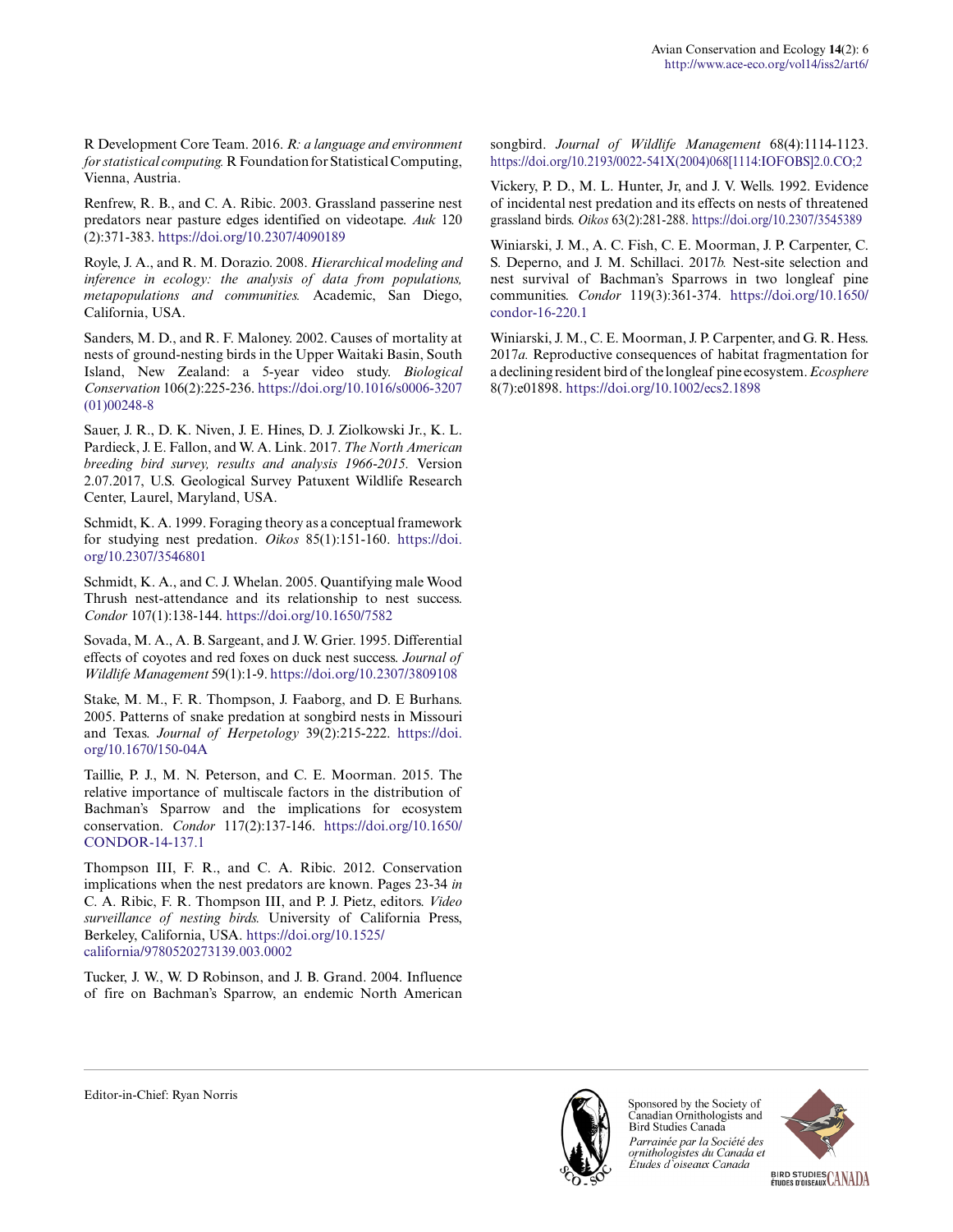R Development Core Team. 2016. *R: a language and environment for statistical computing.* R Foundation for Statistical Computing, Vienna, Austria.

Renfrew, R. B., and C. A. Ribic. 2003. Grassland passerine nest predators near pasture edges identified on videotape. *Auk* 120 (2):371-383. https://doi.org/10.2307/4090189

Royle, J. A., and R. M. Dorazio. 2008. *Hierarchical modeling and inference in ecology: the analysis of data from populations, metapopulations and communities.* Academic, San Diego, California, USA.

Sanders, M. D., and R. F. Maloney. 2002. Causes of mortality at nests of ground-nesting birds in the Upper Waitaki Basin, South Island, New Zealand: a 5-year video study. *Biological Conservation* 106(2):225-236. https://doi.org/10.1016/s0006-3207(01)00248-8

Sauer, J. R., D. K. Niven, J. E. Hines, D. J. Ziolkowski Jr., K. L. Pardieck, J. E. Fallon, and W. A. Link. 2017. *The North American breeding bird survey, results and analysis 1966-2015.* Version 2.07.2017, U.S. Geological Survey Patuxent Wildlife Research Center, Laurel, Maryland, USA.

Schmidt, K. A. 1999. Foraging theory as a conceptual framework for studying nest predation. *Oikos* 85(1):151-160. https://doi.org/10.2307/3546801

Schmidt, K. A., and C. J. Whelan. 2005. Quantifying male Wood Thrush nest-attendance and its relationship to nest success. *Condor* 107(1):138-144. https://doi.org/10.1650/7582

Sovada, M. A., A. B. Sargeant, and J. W. Grier. 1995. Differential effects of coyotes and red foxes on duck nest success. *Journal of Wildlife Management* 59(1):1-9. https://doi.org/10.2307/3809108

Stake, M. M., F. R. Thompson, J. Faaborg, and D. E Burhans. 2005. Patterns of snake predation at songbird nests in Missouri and Texas. *Journal of Herpetology* 39(2):215-222. https://doi.org/10.1670/150-04A

Taillie, P. J., M. N. Peterson, and C. E. Moorman. 2015. The relative importance of multiscale factors in the distribution of Bachman's Sparrow and the implications for ecosystem conservation. *Condor* 117(2):137-146. https://doi.org/10.1650/CONDOR-14-137.1

Thompson III, F. R., and C. A. Ribic. 2012. Conservation implications when the nest predators are known. Pages 23-34 *in* C. A. Ribic, F. R. Thompson III, and P. J. Pietz, editors. *Video surveillance of nesting birds.* University of California Press, Berkeley, California, USA. https://doi.org/10.1525/california/9780520273139.003.0002

Tucker, J. W., W. D Robinson, and J. B. Grand. 2004. Influence of fire on Bachman's Sparrow, an endemic North American songbird. *Journal of Wildlife Management* 68(4):1114-1123. https://doi.org/10.2193/0022-541X(2004)068[1114:IOFOBS]2.0.CO;2

Vickery, P. D., M. L. Hunter, Jr, and J. V. Wells. 1992. Evidence of incidental nest predation and its effects on nests of threatened grassland birds. *Oikos* 63(2):281-288. https://doi.org/10.2307/3545389

Winiarski, J. M., A. C. Fish, C. E. Moorman, J. P. Carpenter, C. S. Deperno, and J. M. Schillaci. 2017*b.* Nest-site selection and nest survival of Bachman's Sparrows in two longleaf pine communities. *Condor* 119(3):361-374. https://doi.org/10.1650/condor-16-220.1

Winiarski, J. M., C. E. Moorman, J. P. Carpenter, and G. R. Hess. 2017*a.* Reproductive consequences of habitat fragmentation for a declining resident bird of the longleaf pine ecosystem. *Ecosphere* 8(7):e01898. https://doi.org/10.1002/ecs2.1898

Editor-in-Chief: Ryan Norris

Sponsored by the Society of Canadian Ornithologists and Bird Studies Canada

*Parrainée par la Société des ornithologistes du Canada et Études d'oiseaux Canada*